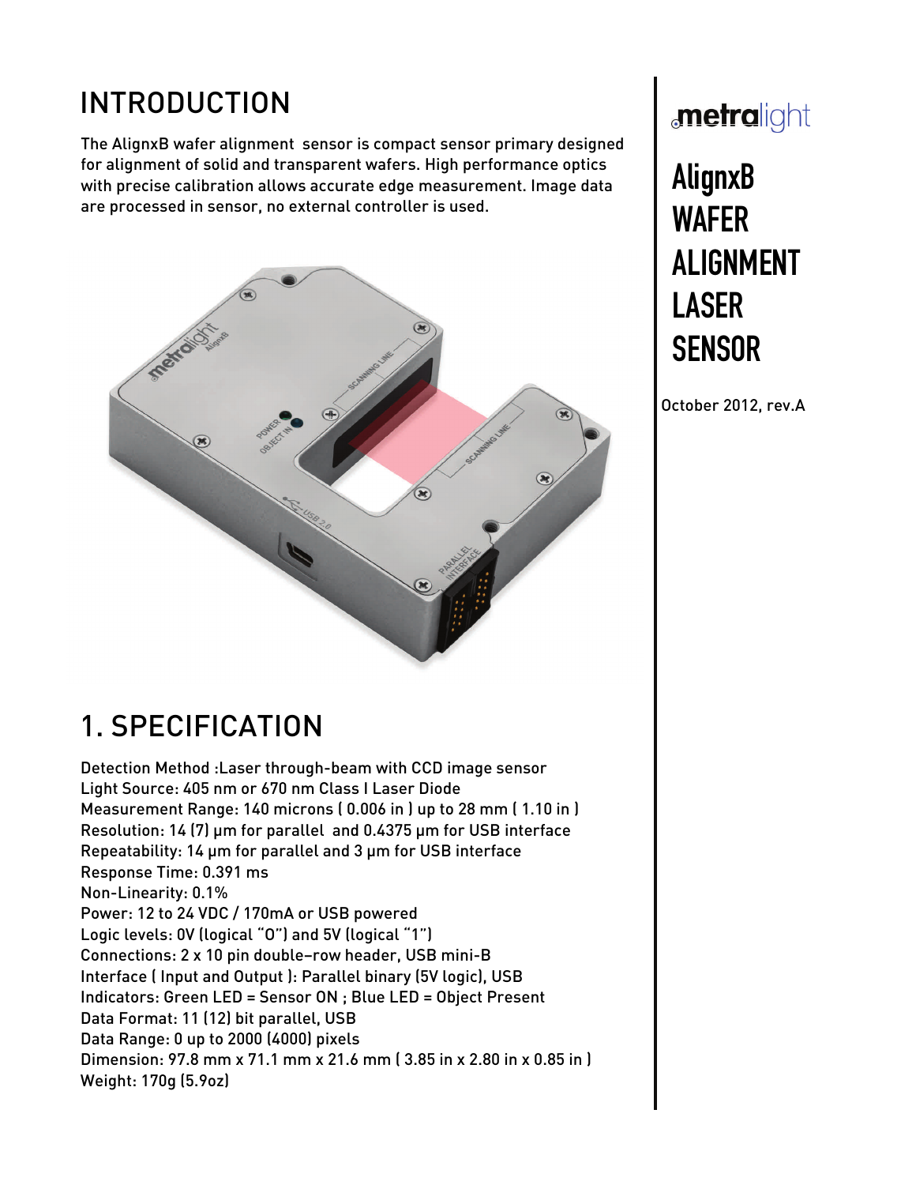# metralight

# AlignxB WAFER ALIGNMENT LASER SENSOR

October 2012, rev.A

# INTRODUCTION

The AlignxB wafer alignment sensor is compact sensor primary designed for alignment of solid and transparent wafers. High performance optics with precise calibration allows accurate edge measurement. Image data are processed in sensor, no external controller is used.

# 1. SPECIFICATION

Detection Method :Laser through-beam with CCD image sensor
Light Source: 405 nm or 670 nm Class I Laser Diode
Measurement Range: 140 microns ( 0.006 in ) up to 28 mm ( 1.10 in )
Resolution: 14 (7) µm for parallel and 0.4375 µm for USB interface
Repeatability: 14 µm for parallel and 3 µm for USB interface
Response Time: 0.391 ms
Non-Linearity: 0.1%
Power: 12 to 24 VDC / 170mA or USB powered
Logic levels: 0V (logical "0") and 5V (logical "1")
Connections: 2 x 10 pin double–row header, USB mini-B
Interface ( Input and Output ): Parallel binary (5V logic), USB
Indicators: Green LED = Sensor ON ; Blue LED = Object Present
Data Format: 11 (12) bit parallel, USB
Data Range: 0 up to 2000 (4000) pixels
Dimension: 97.8 mm x 71.1 mm x 21.6 mm ( 3.85 in x 2.80 in x 0.85 in )
Weight: 170g (5.9oz)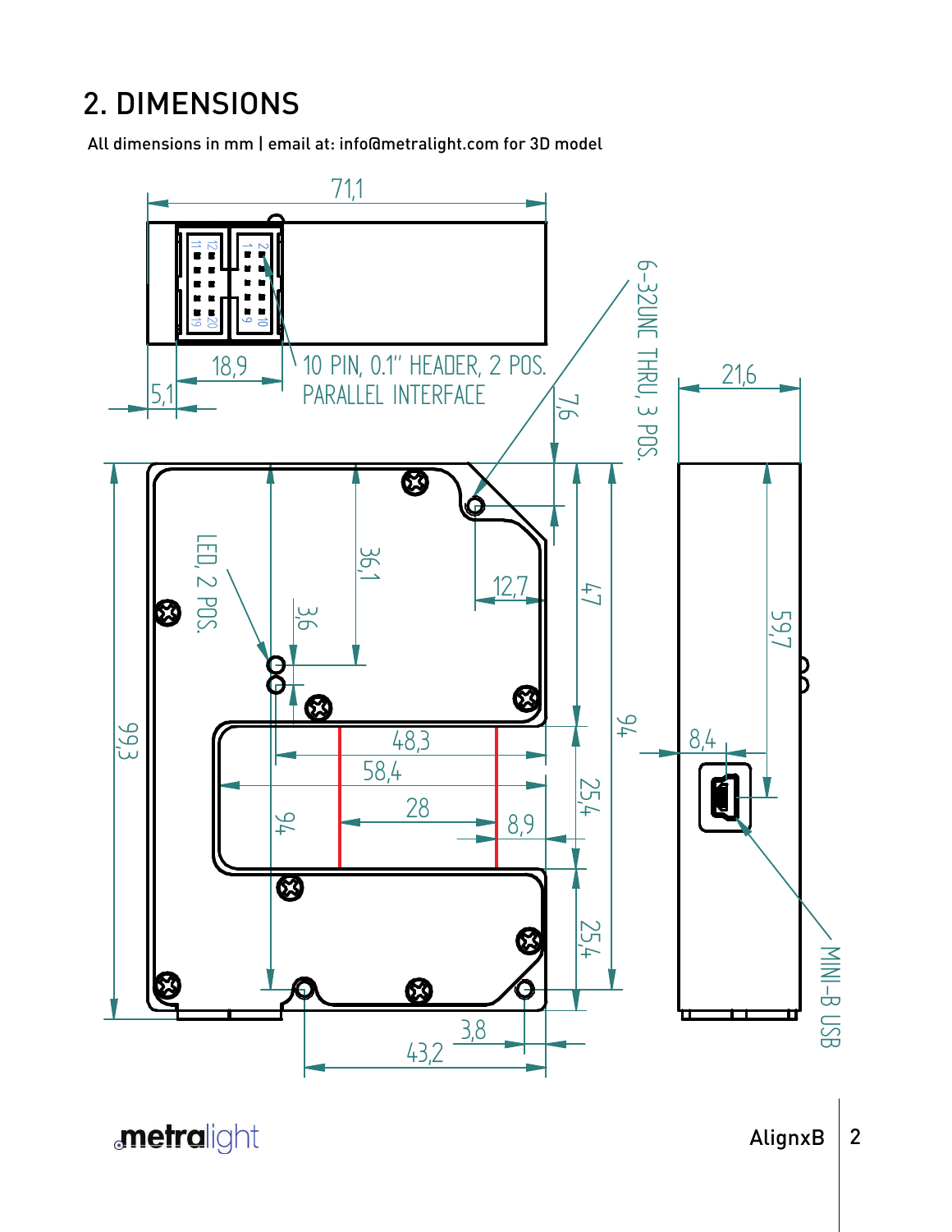## 2. DIMENSIONS

All dimensions in mm | email at: info@metralight.com for 3D model

71,1

18,9

5,1

10 PIN, 0.1" HEADER, 2 POS.
PARALLEL INTERFACE

6-32UNC THRU, 3 POS.

7,6

21,6

LED, 2 POS.

36,1

3,6

12,7

47

94

59,7

99,3

8,4

48,3

58,4

28

8,9

25,4

94

25,4

3,8

43,2

MINI-B USB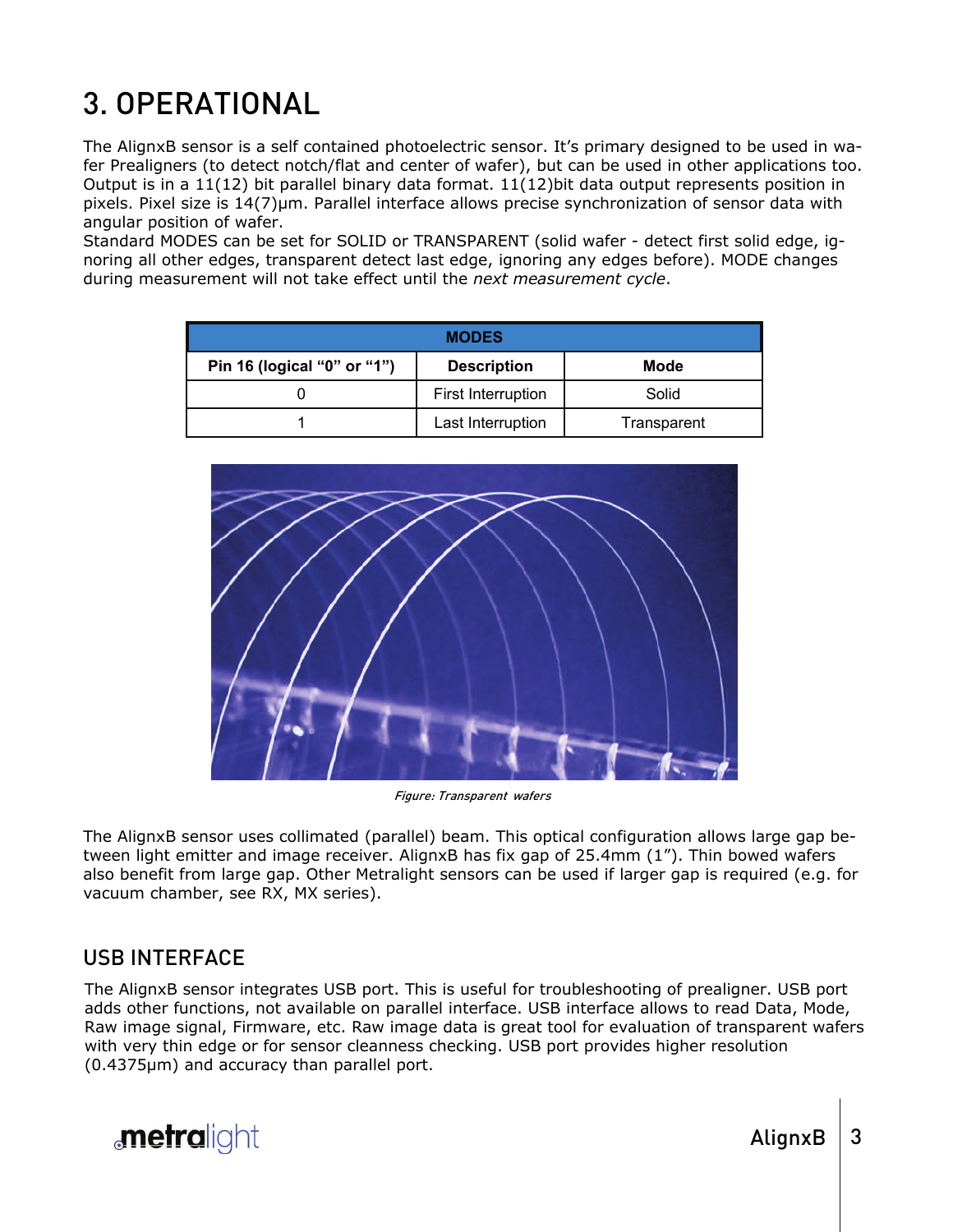# 3. OPERATIONAL

The AlignxB sensor is a self contained photoelectric sensor. It's primary designed to be used in wafer Prealigners (to detect notch/flat and center of wafer), but can be used in other applications too. Output is in a 11(12) bit parallel binary data format. 11(12)bit data output represents position in pixels. Pixel size is 14(7)µm. Parallel interface allows precise synchronization of sensor data with angular position of wafer.
Standard MODES can be set for SOLID or TRANSPARENT (solid wafer - detect first solid edge, ignoring all other edges, transparent detect last edge, ignoring any edges before). MODE changes during measurement will not take effect until the *next measurement cycle*.

| MODES | | |
|---|---|---|
| **Pin 16 (logical "0" or "1")** | **Description** | **Mode** |
| 0 | First Interruption | Solid |
| 1 | Last Interruption | Transparent |

*Figure: Transparent wafers*

The AlignxB sensor uses collimated (parallel) beam. This optical configuration allows large gap between light emitter and image receiver. AlignxB has fix gap of 25.4mm (1"). Thin bowed wafers also benefit from large gap. Other Metralight sensors can be used if larger gap is required (e.g. for vacuum chamber, see RX, MX series).

## USB INTERFACE

The AlignxB sensor integrates USB port. This is useful for troubleshooting of prealigner. USB port adds other functions, not available on parallel interface. USB interface allows to read Data, Mode, Raw image signal, Firmware, etc. Raw image data is great tool for evaluation of transparent wafers with very thin edge or for sensor cleanness checking. USB port provides higher resolution (0.4375µm) and accuracy than parallel port.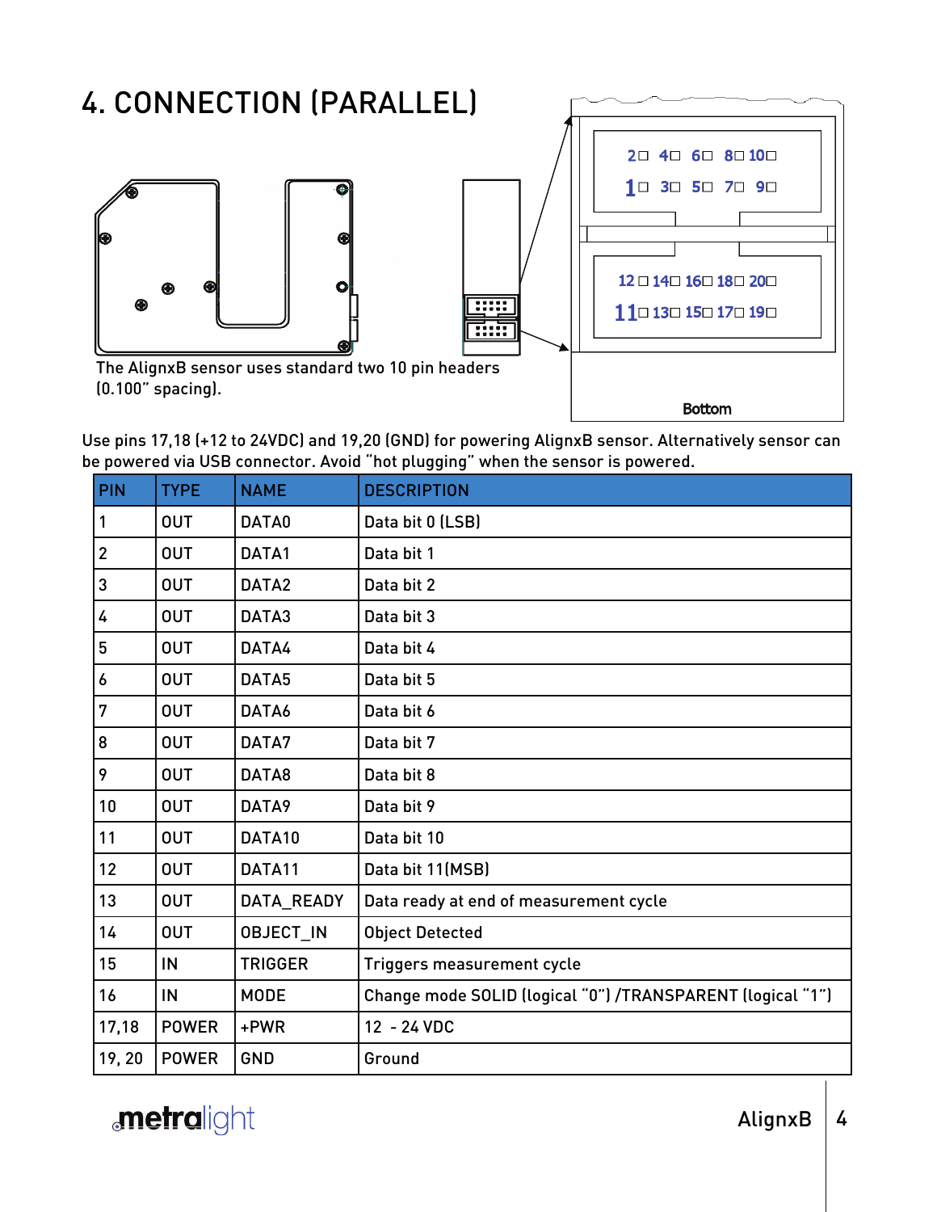# 4. CONNECTION (PARALLEL)

The AlignxB sensor uses standard two 10 pin headers (0.100" spacing).

Use pins 17,18 (+12 to 24VDC) and 19,20 (GND) for powering AlignxB sensor. Alternatively sensor can be powered via USB connector. Avoid "hot plugging" when the sensor is powered.

| PIN | TYPE | NAME | DESCRIPTION |
|---|---|---|---|
| 1 | OUT | DATA0 | Data bit 0 (LSB) |
| 2 | OUT | DATA1 | Data bit 1 |
| 3 | OUT | DATA2 | Data bit 2 |
| 4 | OUT | DATA3 | Data bit 3 |
| 5 | OUT | DATA4 | Data bit 4 |
| 6 | OUT | DATA5 | Data bit 5 |
| 7 | OUT | DATA6 | Data bit 6 |
| 8 | OUT | DATA7 | Data bit 7 |
| 9 | OUT | DATA8 | Data bit 8 |
| 10 | OUT | DATA9 | Data bit 9 |
| 11 | OUT | DATA10 | Data bit 10 |
| 12 | OUT | DATA11 | Data bit 11(MSB) |
| 13 | OUT | DATA_READY | Data ready at end of measurement cycle |
| 14 | OUT | OBJECT_IN | Object Detected |
| 15 | IN | TRIGGER | Triggers measurement cycle |
| 16 | IN | MODE | Change mode SOLID (logical "0") /TRANSPARENT (logical "1") |
| 17,18 | POWER | +PWR | 12 - 24 VDC |
| 19, 20 | POWER | GND | Ground |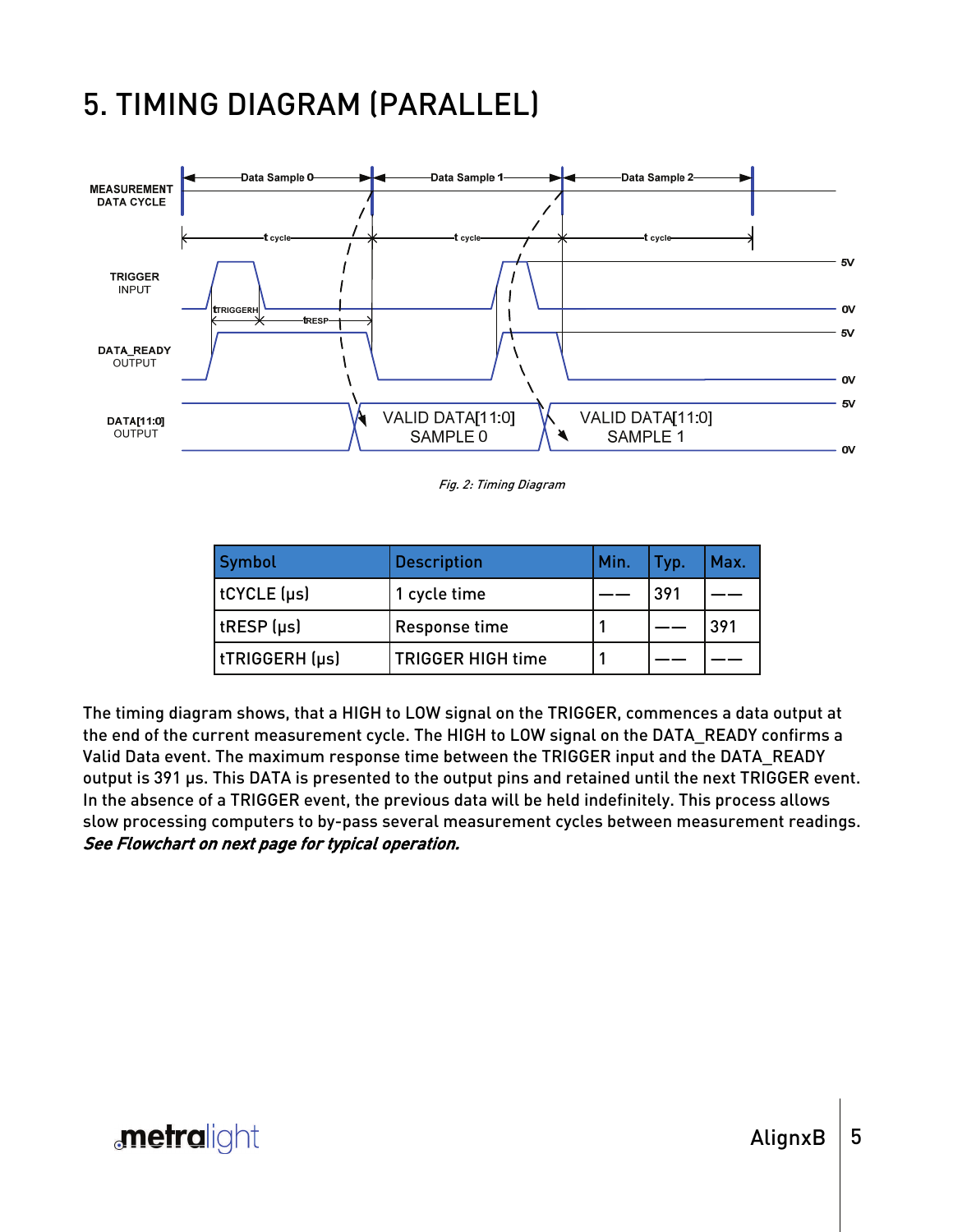# 5. TIMING DIAGRAM (PARALLEL)

Fig. 2: Timing Diagram

| Symbol | Description | Min. | Typ. | Max. |
|---|---|---|---|---|
| tCYCLE (µs) | 1 cycle time | —— | 391 | —— |
| tRESP (µs) | Response time | 1 | —— | 391 |
| tTRIGGERH (µs) | TRIGGER HIGH time | 1 | —— | —— |

The timing diagram shows, that a HIGH to LOW signal on the TRIGGER, commences a data output at the end of the current measurement cycle. The HIGH to LOW signal on the DATA_READY confirms a Valid Data event. The maximum response time between the TRIGGER input and the DATA_READY output is 391 µs. This DATA is presented to the output pins and retained until the next TRIGGER event. In the absence of a TRIGGER event, the previous data will be held indefinitely. This process allows slow processing computers to by-pass several measurement cycles between measurement readings. ***See Flowchart on next page for typical operation.***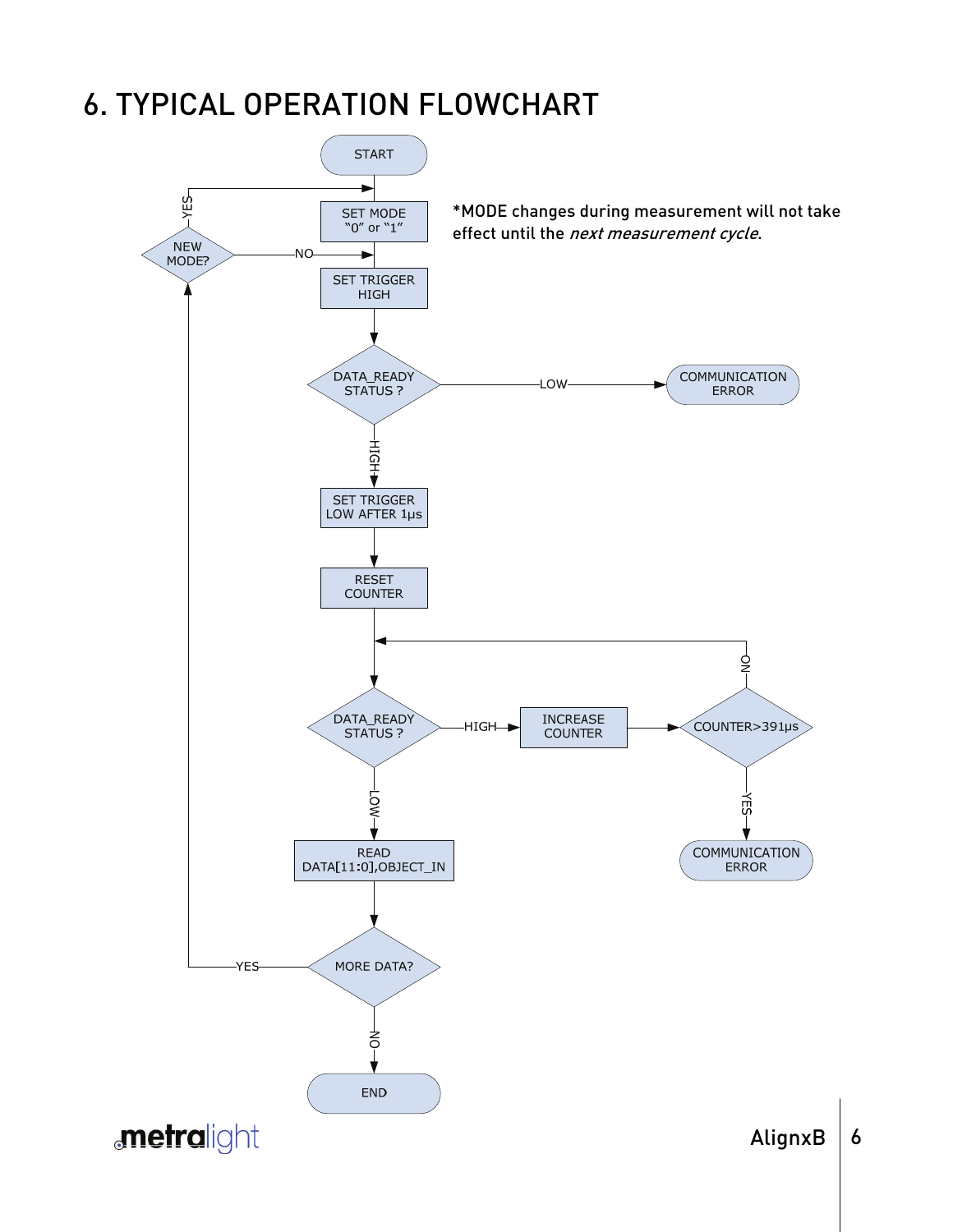# 6. TYPICAL OPERATION FLOWCHART

*MODE changes during measurement will not take effect until the *next measurement cycle*.

START

SET MODE "0" or "1"

SET TRIGGER HIGH

DATA_READY STATUS ? — LOW → COMMUNICATION ERROR

HIGH

SET TRIGGER LOW AFTER 1µs

RESET COUNTER

DATA_READY STATUS ? — HIGH → INCREASE COUNTER → COUNTER>391µs — NO → (back to DATA_READY STATUS ?); YES → COMMUNICATION ERROR

LOW

READ DATA[11:0],OBJECT_IN

MORE DATA? — YES → NEW MODE? — YES → SET MODE; NO → SET TRIGGER HIGH

NO

END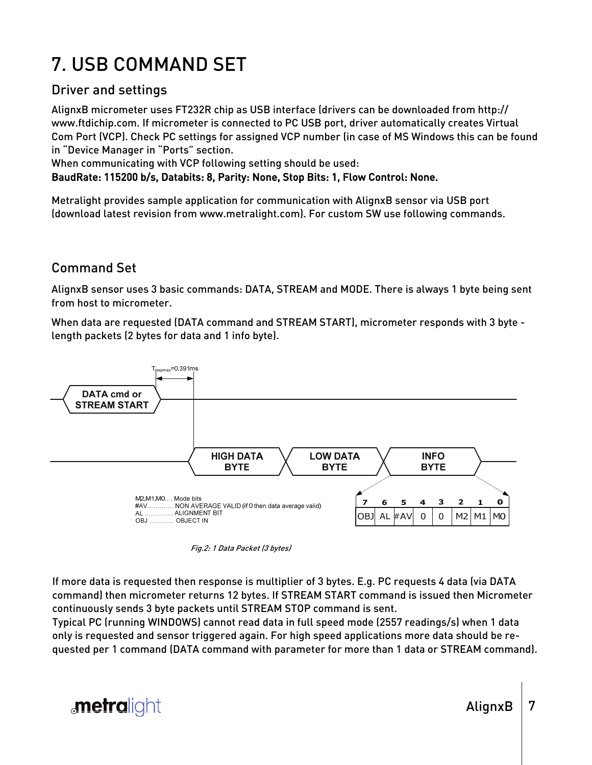# 7. USB COMMAND SET

## Driver and settings

AlignxB micrometer uses FT232R chip as USB interface (drivers can be downloaded from http://www.ftdichip.com. If micrometer is connected to PC USB port, driver automatically creates Virtual Com Port (VCP). Check PC settings for assigned VCP number (in case of MS Windows this can be found in "Device Manager in "Ports" section.
When communicating with VCP following setting should be used:
**BaudRate: 115200 b/s, Databits: 8, Parity: None, Stop Bits: 1, Flow Control: None.**

Metralight provides sample application for communication with AlignxB sensor via USB port (download latest revision from www.metralight.com). For custom SW use following commands.

## Command Set

AlignxB sensor uses 3 basic commands: DATA, STREAM and MODE. There is always 1 byte being sent from host to micrometer.

When data are requested (DATA command and STREAM START), micrometer responds with 3 byte - length packets (2 bytes for data and 1 info byte).

$T_{respmax}$=0.391ms

DATA cmd or STREAM START

HIGH DATA BYTE | LOW DATA BYTE | INFO BYTE

M2,M1,M0.... Mode bits
#AV............ NON AVERAGE VALID (if 0 then data average valid)
AL .............. ALIGNMENT BIT
OBJ ............ OBJECT IN

| 7 | 6 | 5 | 4 | 3 | 2 | 1 | 0 |
|---|---|---|---|---|---|---|---|
| OBJ | AL | #AV | 0 | 0 | M2 | M1 | M0 |

*Fig.2: 1 Data Packet (3 bytes)*

If more data is requested then response is multiplier of 3 bytes. E.g. PC requests 4 data (via DATA command) then micrometer returns 12 bytes. If STREAM START command is issued then Micrometer continuously sends 3 byte packets until STREAM STOP command is sent.
Typical PC (running WINDOWS) cannot read data in full speed mode (2557 readings/s) when 1 data only is requested and sensor triggered again. For high speed applications more data should be requested per 1 command (DATA command with parameter for more than 1 data or STREAM command).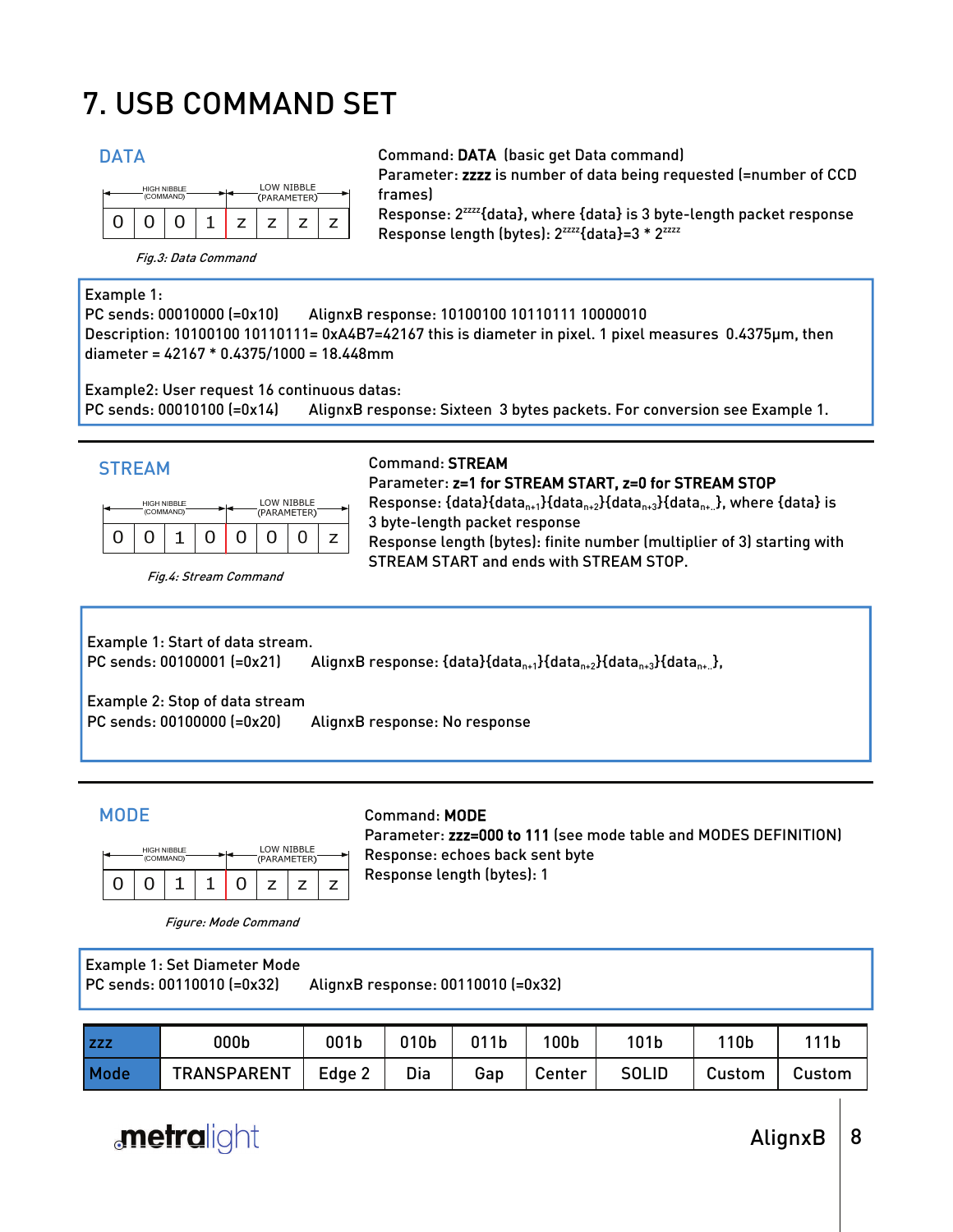# 7. USB COMMAND SET

## DATA

| HIGH NIBBLE (COMMAND) | | | | LOW NIBBLE (PARAMETER) | | | |
|---|---|---|---|---|---|---|---|
| 0 | 0 | 0 | 1 | z | z | z | z |

*Fig.3: Data Command*

Command: **DATA** (basic get Data command)
Parameter: **zzzz** is number of data being requested (=number of CCD frames)
Response: $2^{zzzz}${data}, where {data} is 3 byte-length packet response
Response length (bytes): $2^{zzzz}${data}=3 * $2^{zzzz}$

Example 1:
PC sends: 00010000 (=0x10)    AlignxB response: 10100100 10110111 10000010
Description: 10100100 10110111= 0xA4B7=42167 this is diameter in pixel. 1 pixel measures 0.4375µm, then diameter = 42167 * 0.4375/1000 = 18.448mm

Example2: User request 16 continuous datas:
PC sends: 00010100 (=0x14)    AlignxB response: Sixteen 3 bytes packets. For conversion see Example 1.

## STREAM

| HIGH NIBBLE (COMMAND) | | | | LOW NIBBLE (PARAMETER) | | | |
|---|---|---|---|---|---|---|---|
| 0 | 0 | 1 | 0 | 0 | 0 | 0 | z |

*Fig.4: Stream Command*

Command: **STREAM**
Parameter: **z=1 for STREAM START, z=0 for STREAM STOP**
Response: {data}{$data_{n+1}$}{$data_{n+2}$}{$data_{n+3}$}{$data_{n+..}$}, where {data} is 3 byte-length packet response
Response length (bytes): finite number (multiplier of 3) starting with STREAM START and ends with STREAM STOP.

Example 1: Start of data stream.
PC sends: 00100001 (=0x21)    AlignxB response: {data}{$data_{n+1}$}{$data_{n+2}$}{$data_{n+3}$}{$data_{n+..}$},

Example 2: Stop of data stream
PC sends: 00100000 (=0x20)    AlignxB response: No response

## MODE

| HIGH NIBBLE (COMMAND) | | | | LOW NIBBLE (PARAMETER) | | | |
|---|---|---|---|---|---|---|---|
| 0 | 0 | 1 | 1 | 0 | z | z | z |

*Figure: Mode Command*

Command: **MODE**
Parameter: **zzz=000 to 111** (see mode table and MODES DEFINITION)
Response: echoes back sent byte
Response length (bytes): 1

Example 1: Set Diameter Mode
PC sends: 00110010 (=0x32)    AlignxB response: 00110010 (=0x32)

| zzz | 000b | 001b | 010b | 011b | 100b | 101b | 110b | 111b |
|---|---|---|---|---|---|---|---|---|
| Mode | TRANSPARENT | Edge 2 | Dia | Gap | Center | SOLID | Custom | Custom |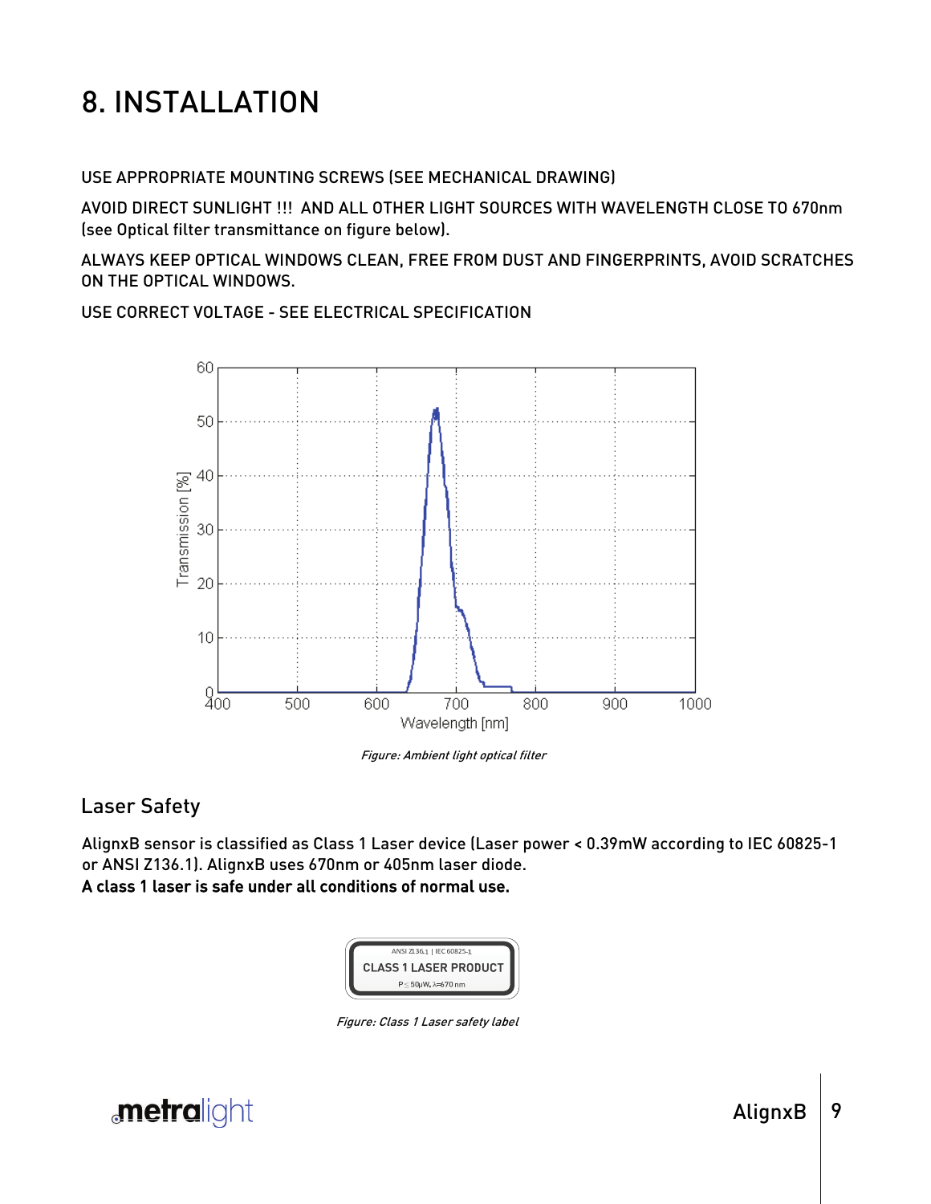# 8. INSTALLATION

USE APPROPRIATE MOUNTING SCREWS (SEE MECHANICAL DRAWING)

AVOID DIRECT SUNLIGHT !!! AND ALL OTHER LIGHT SOURCES WITH WAVELENGTH CLOSE TO 670nm (see Optical filter transmittance on figure below).

ALWAYS KEEP OPTICAL WINDOWS CLEAN, FREE FROM DUST AND FINGERPRINTS, AVOID SCRATCHES ON THE OPTICAL WINDOWS.

USE CORRECT VOLTAGE - SEE ELECTRICAL SPECIFICATION

*Figure: Ambient light optical filter*

## Laser Safety

AlignxB sensor is classified as Class 1 Laser device (Laser power < 0.39mW according to IEC 60825-1 or ANSI Z136.1). AlignxB uses 670nm or 405nm laser diode.

**A class 1 laser is safe under all conditions of normal use.**

*Figure: Class 1 Laser safety label*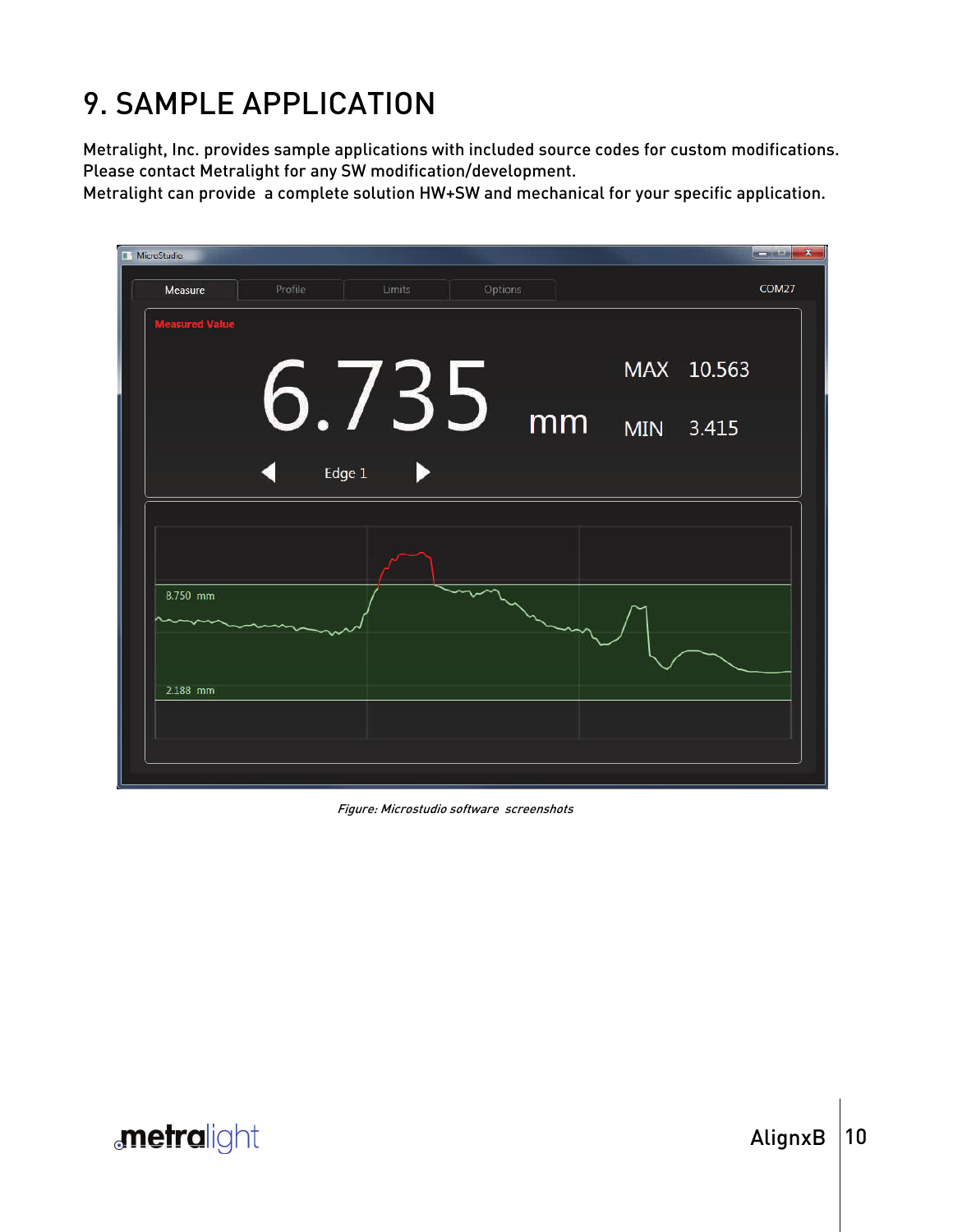# 9. SAMPLE APPLICATION

Metralight, Inc. provides sample applications with included source codes for custom modifications.
Please contact Metralight for any SW modification/development.
Metralight can provide a complete solution HW+SW and mechanical for your specific application.

*Figure: Microstudio software screenshots*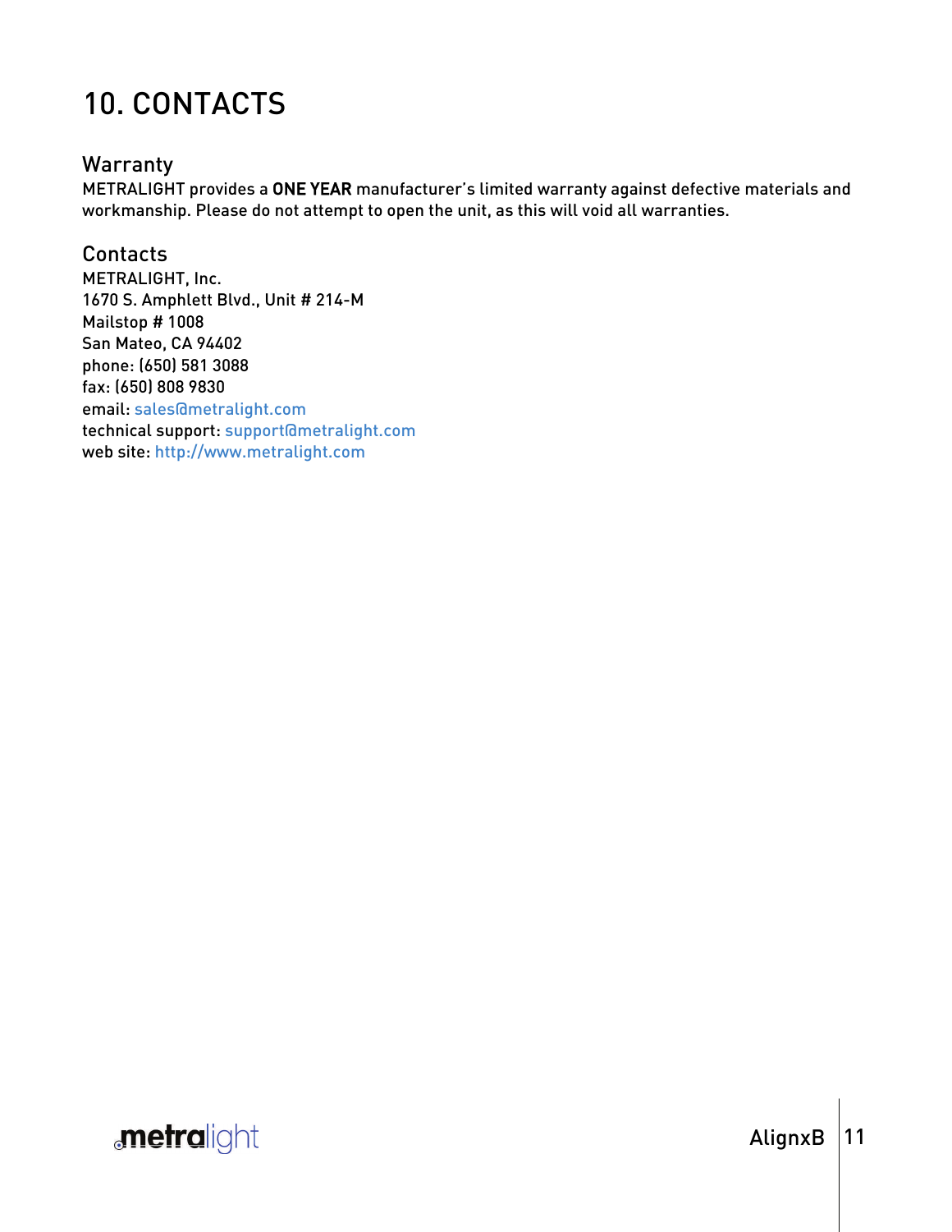# 10. CONTACTS

## Warranty

METRALIGHT provides a **ONE YEAR** manufacturer's limited warranty against defective materials and workmanship. Please do not attempt to open the unit, as this will void all warranties.

## Contacts

METRALIGHT, Inc.
1670 S. Amphlett Blvd., Unit # 214-M
Mailstop # 1008
San Mateo, CA 94402
phone: (650) 581 3088
fax: (650) 808 9830
email: sales@metralight.com
technical support: support@metralight.com
web site: http://www.metralight.com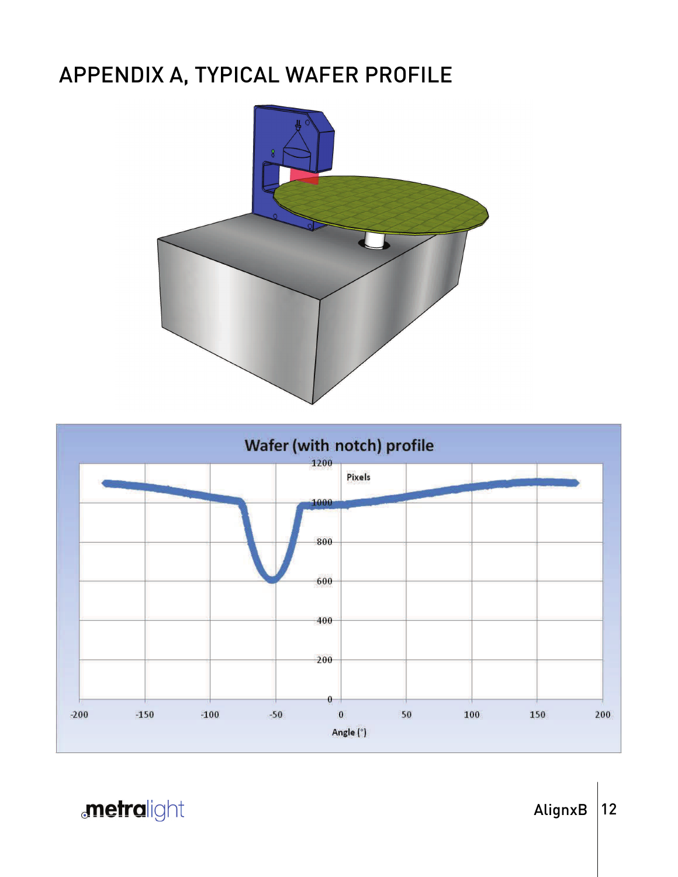# APPENDIX A, TYPICAL WAFER PROFILE

Wafer (with notch) profile

1200
Pixels
1000
800
600
400
200
0
-200
-150
-100
-50
0
50
100
150
200
Angle (°)